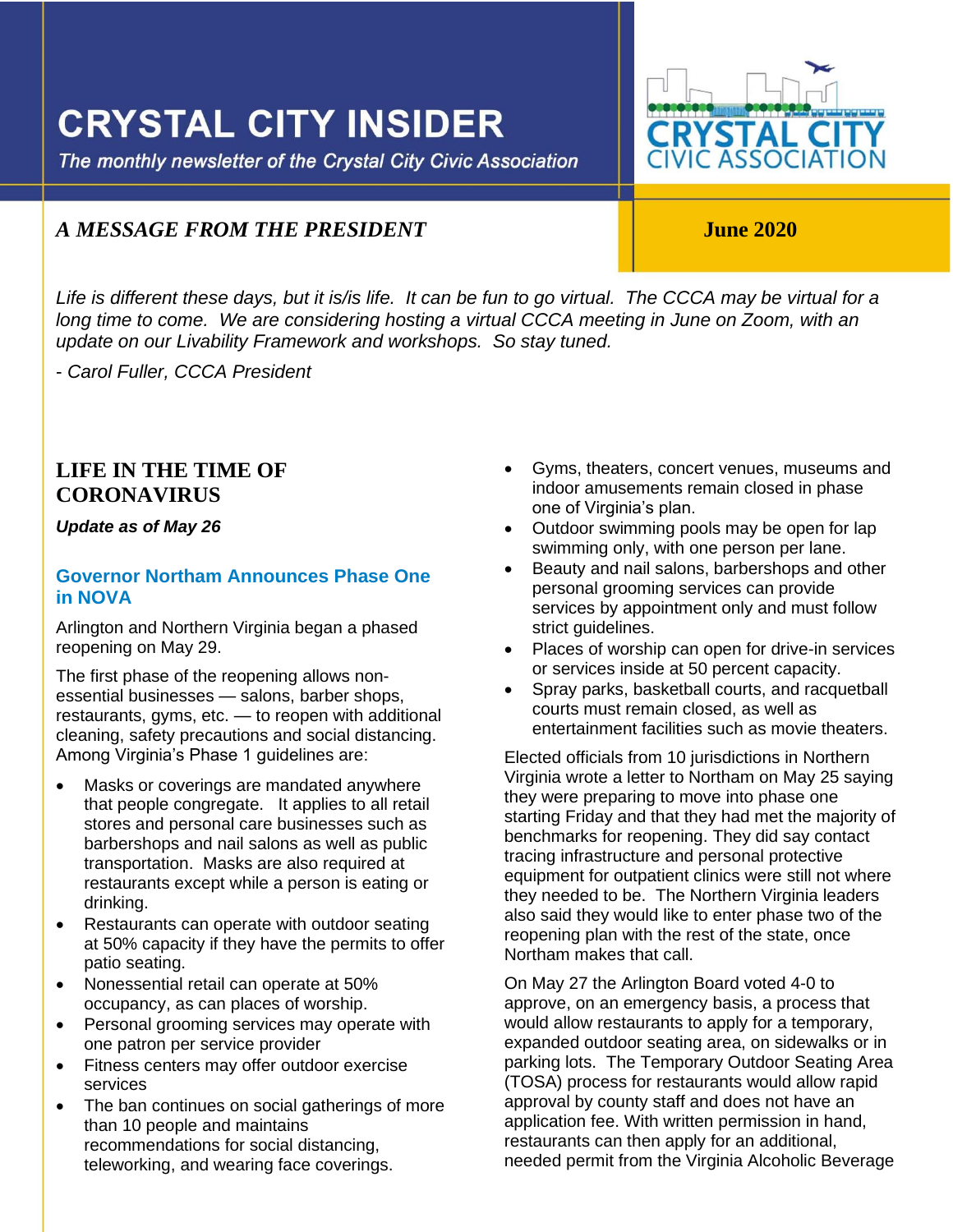# CRYSTAL CITY INSIDER

*The monthly newsletter of the Crystal City Civic Association*

CRYSTAL CITY CIVIC ASSOCIATION

## *A MESSAGE FROM THE PRESIDENT*

**June 2020**

*Life is different these days, but it is/is life. It can be fun to go virtual. The CCCA may be virtual for a long time to come. We are considering hosting a virtual CCCA meeting in June on Zoom, with an update on our Livability Framework and workshops. So stay tuned.*

*- Carol Fuller, CCCA President*

## LIFE IN THE TIME OF CORONAVIRUS

***Update as of May 26***

### Governor Northam Announces Phase One in NOVA

Arlington and Northern Virginia began a phased reopening on May 29.

The first phase of the reopening allows non-essential businesses — salons, barber shops, restaurants, gyms, etc. — to reopen with additional cleaning, safety precautions and social distancing. Among Virginia's Phase 1 guidelines are:

- Masks or coverings are mandated anywhere that people congregate. It applies to all retail stores and personal care businesses such as barbershops and nail salons as well as public transportation. Masks are also required at restaurants except while a person is eating or drinking.
- Restaurants can operate with outdoor seating at 50% capacity if they have the permits to offer patio seating.
- Nonessential retail can operate at 50% occupancy, as can places of worship.
- Personal grooming services may operate with one patron per service provider
- Fitness centers may offer outdoor exercise services
- The ban continues on social gatherings of more than 10 people and maintains recommendations for social distancing, teleworking, and wearing face coverings.
- Gyms, theaters, concert venues, museums and indoor amusements remain closed in phase one of Virginia's plan.
- Outdoor swimming pools may be open for lap swimming only, with one person per lane.
- Beauty and nail salons, barbershops and other personal grooming services can provide services by appointment only and must follow strict guidelines.
- Places of worship can open for drive-in services or services inside at 50 percent capacity.
- Spray parks, basketball courts, and racquetball courts must remain closed, as well as entertainment facilities such as movie theaters.

Elected officials from 10 jurisdictions in Northern Virginia wrote a letter to Northam on May 25 saying they were preparing to move into phase one starting Friday and that they had met the majority of benchmarks for reopening. They did say contact tracing infrastructure and personal protective equipment for outpatient clinics were still not where they needed to be. The Northern Virginia leaders also said they would like to enter phase two of the reopening plan with the rest of the state, once Northam makes that call.

On May 27 the Arlington Board voted 4-0 to approve, on an emergency basis, a process that would allow restaurants to apply for a temporary, expanded outdoor seating area, on sidewalks or in parking lots. The Temporary Outdoor Seating Area (TOSA) process for restaurants would allow rapid approval by county staff and does not have an application fee. With written permission in hand, restaurants can then apply for an additional, needed permit from the Virginia Alcoholic Beverage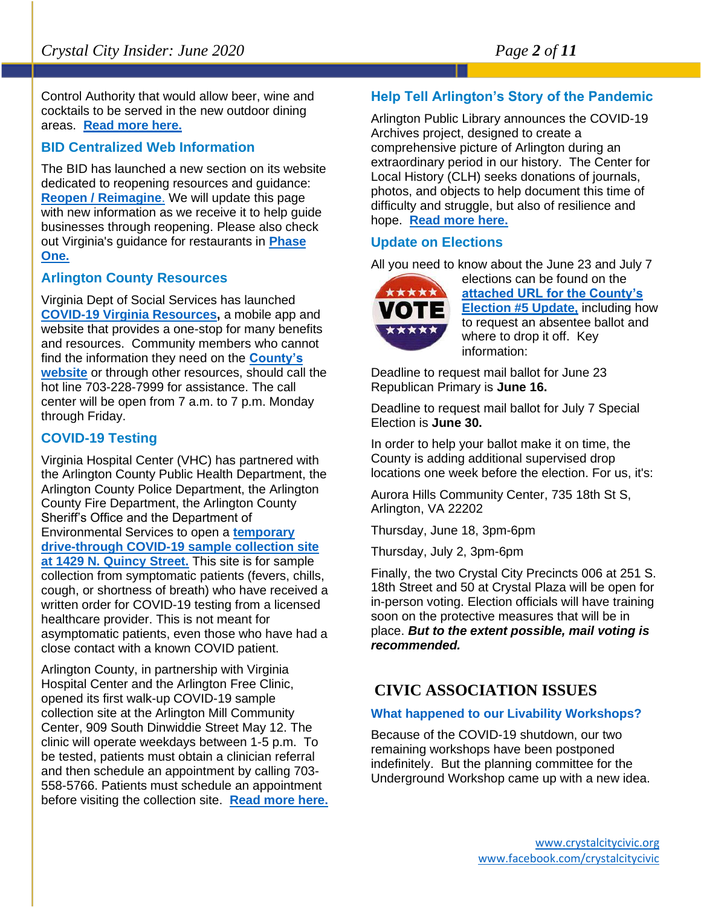Control Authority that would allow beer, wine and cocktails to be served in the new outdoor dining areas. **Read more here.**

### BID Centralized Web Information

The BID has launched a new section on its website dedicated to reopening resources and guidance: **Reopen / Reimagine**. We will update this page with new information as we receive it to help guide businesses through reopening. Please also check out Virginia's guidance for restaurants in **Phase One.**

### Arlington County Resources

Virginia Dept of Social Services has launched **COVID-19 Virginia Resources,** a mobile app and website that provides a one-stop for many benefits and resources. Community members who cannot find the information they need on the **County's website** or through other resources, should call the hot line 703-228-7999 for assistance. The call center will be open from 7 a.m. to 7 p.m. Monday through Friday.

### COVID-19 Testing

Virginia Hospital Center (VHC) has partnered with the Arlington County Public Health Department, the Arlington County Police Department, the Arlington County Fire Department, the Arlington County Sheriff's Office and the Department of Environmental Services to open a **temporary drive-through COVID-19 sample collection site at 1429 N. Quincy Street.** This site is for sample collection from symptomatic patients (fevers, chills, cough, or shortness of breath) who have received a written order for COVID-19 testing from a licensed healthcare provider. This is not meant for asymptomatic patients, even those who have had a close contact with a known COVID patient.

Arlington County, in partnership with Virginia Hospital Center and the Arlington Free Clinic, opened its first walk-up COVID-19 sample collection site at the Arlington Mill Community Center, 909 South Dinwiddie Street May 12. The clinic will operate weekdays between 1-5 p.m. To be tested, patients must obtain a clinician referral and then schedule an appointment by calling 703-558-5766. Patients must schedule an appointment before visiting the collection site. **Read more here.**

### Help Tell Arlington's Story of the Pandemic

Arlington Public Library announces the COVID-19 Archives project, designed to create a comprehensive picture of Arlington during an extraordinary period in our history. The Center for Local History (CLH) seeks donations of journals, photos, and objects to help document this time of difficulty and struggle, but also of resilience and hope. **Read more here.**

### Update on Elections

All you need to know about the June 23 and July 7 elections can be found on the **attached URL for the County's Election #5 Update,** including how to request an absentee ballot and where to drop it off. Key information:

Deadline to request mail ballot for June 23 Republican Primary is **June 16.**

Deadline to request mail ballot for July 7 Special Election is **June 30.**

In order to help your ballot make it on time, the County is adding additional supervised drop locations one week before the election. For us, it's:

Aurora Hills Community Center, 735 18th St S, Arlington, VA 22202

Thursday, June 18, 3pm-6pm

Thursday, July 2, 3pm-6pm

Finally, the two Crystal City Precincts 006 at 251 S. 18th Street and 50 at Crystal Plaza will be open for in-person voting. Election officials will have training soon on the protective measures that will be in place. ***But to the extent possible, mail voting is recommended.***

## CIVIC ASSOCIATION ISSUES

### What happened to our Livability Workshops?

Because of the COVID-19 shutdown, our two remaining workshops have been postponed indefinitely. But the planning committee for the Underground Workshop came up with a new idea.

www.crystalcitycivic.org
www.facebook.com/crystalcitycivic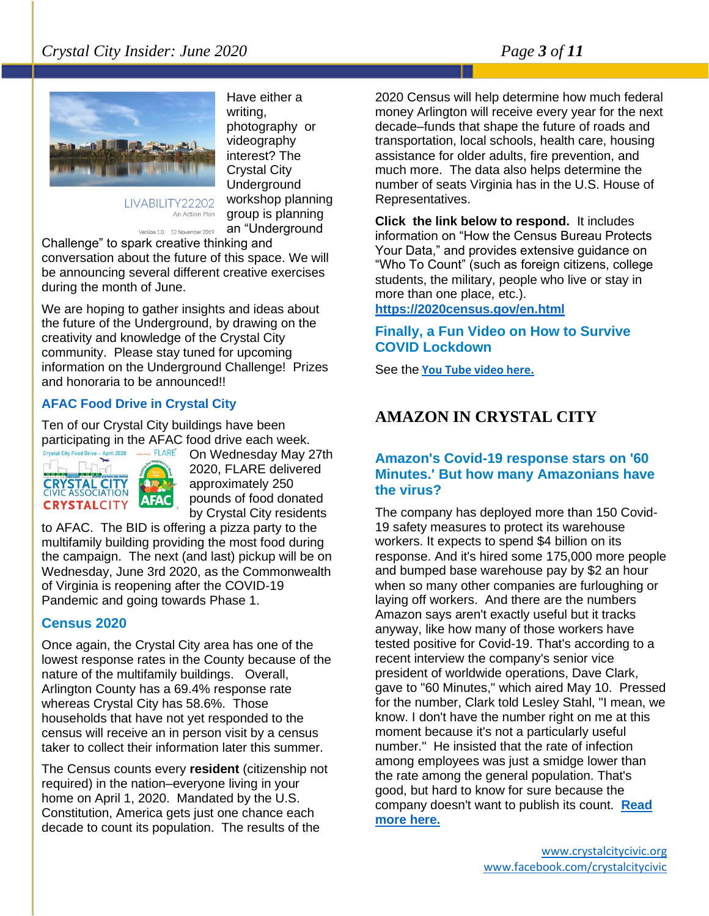Have either a writing, photography or videography interest? The Crystal City Underground workshop planning group is planning an "Underground Challenge" to spark creative thinking and conversation about the future of this space. We will be announcing several different creative exercises during the month of June.

We are hoping to gather insights and ideas about the future of the Underground, by drawing on the creativity and knowledge of the Crystal City community. Please stay tuned for upcoming information on the Underground Challenge! Prizes and honoraria to be announced!!

### AFAC Food Drive in Crystal City

Ten of our Crystal City buildings have been participating in the AFAC food drive each week. On Wednesday May 27th 2020, FLARE delivered approximately 250 pounds of food donated by Crystal City residents to AFAC. The BID is offering a pizza party to the multifamily building providing the most food during the campaign. The next (and last) pickup will be on Wednesday, June 3rd 2020, as the Commonwealth of Virginia is reopening after the COVID-19 Pandemic and going towards Phase 1.

### Census 2020

Once again, the Crystal City area has one of the lowest response rates in the County because of the nature of the multifamily buildings. Overall, Arlington County has a 69.4% response rate whereas Crystal City has 58.6%. Those households that have not yet responded to the census will receive an in person visit by a census taker to collect their information later this summer.

The Census counts every **resident** (citizenship not required) in the nation–everyone living in your home on April 1, 2020. Mandated by the U.S. Constitution, America gets just one chance each decade to count its population. The results of the 2020 Census will help determine how much federal money Arlington will receive every year for the next decade–funds that shape the future of roads and transportation, local schools, health care, housing assistance for older adults, fire prevention, and much more. The data also helps determine the number of seats Virginia has in the U.S. House of Representatives.

**Click the link below to respond.** It includes information on "How the Census Bureau Protects Your Data," and provides extensive guidance on "Who To Count" (such as foreign citizens, college students, the military, people who live or stay in more than one place, etc.).
**https://2020census.gov/en.html**

### Finally, a Fun Video on How to Survive COVID Lockdown

See the **You Tube video here.**

## AMAZON IN CRYSTAL CITY

### Amazon's Covid-19 response stars on '60 Minutes.' But how many Amazonians have the virus?

The company has deployed more than 150 Covid-19 safety measures to protect its warehouse workers. It expects to spend $4 billion on its response. And it's hired some 175,000 more people and bumped base warehouse pay by $2 an hour when so many other companies are furloughing or laying off workers. And there are the numbers Amazon says aren't exactly useful but it tracks anyway, like how many of those workers have tested positive for Covid-19. That's according to a recent interview the company's senior vice president of worldwide operations, Dave Clark, gave to "60 Minutes," which aired May 10. Pressed for the number, Clark told Lesley Stahl, "I mean, we know. I don't have the number right on me at this moment because it's not a particularly useful number." He insisted that the rate of infection among employees was just a smidge lower than the rate among the general population. That's good, but hard to know for sure because the company doesn't want to publish its count. **Read more here.**

www.crystalcitycivic.org
www.facebook.com/crystalcitycivic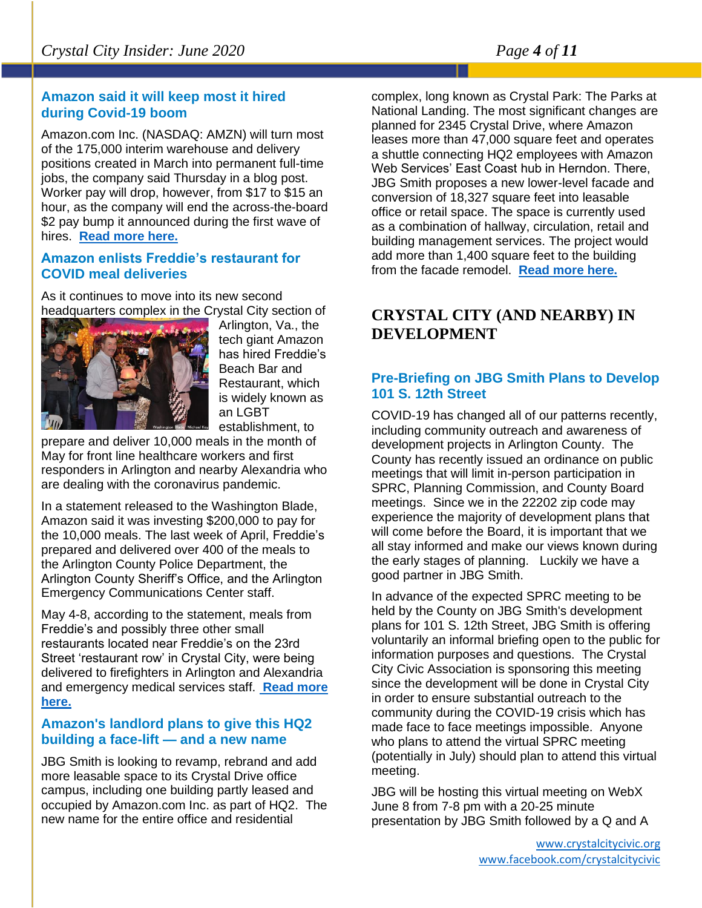### Amazon said it will keep most it hired during Covid-19 boom

Amazon.com Inc. (NASDAQ: AMZN) will turn most of the 175,000 interim warehouse and delivery positions created in March into permanent full-time jobs, the company said Thursday in a blog post. Worker pay will drop, however, from $17 to $15 an hour, as the company will end the across-the-board $2 pay bump it announced during the first wave of hires. **Read more here.**

### Amazon enlists Freddie's restaurant for COVID meal deliveries

As it continues to move into its new second headquarters complex in the Crystal City section of Arlington, Va., the tech giant Amazon has hired Freddie's Beach Bar and Restaurant, which is widely known as an LGBT establishment, to prepare and deliver 10,000 meals in the month of May for front line healthcare workers and first responders in Arlington and nearby Alexandria who are dealing with the coronavirus pandemic.

In a statement released to the Washington Blade, Amazon said it was investing $200,000 to pay for the 10,000 meals. The last week of April, Freddie's prepared and delivered over 400 of the meals to the Arlington County Police Department, the Arlington County Sheriff's Office, and the Arlington Emergency Communications Center staff.

May 4-8, according to the statement, meals from Freddie's and possibly three other small restaurants located near Freddie's on the 23rd Street 'restaurant row' in Crystal City, were being delivered to firefighters in Arlington and Alexandria and emergency medical services staff. **Read more here.**

### Amazon's landlord plans to give this HQ2 building a face-lift — and a new name

JBG Smith is looking to revamp, rebrand and add more leasable space to its Crystal Drive office campus, including one building partly leased and occupied by Amazon.com Inc. as part of HQ2. The new name for the entire office and residential complex, long known as Crystal Park: The Parks at National Landing. The most significant changes are planned for 2345 Crystal Drive, where Amazon leases more than 47,000 square feet and operates a shuttle connecting HQ2 employees with Amazon Web Services' East Coast hub in Herndon. There, JBG Smith proposes a new lower-level facade and conversion of 18,327 square feet into leasable office or retail space. The space is currently used as a combination of hallway, circulation, retail and building management services. The project would add more than 1,400 square feet to the building from the facade remodel. **Read more here.**

## CRYSTAL CITY (AND NEARBY) IN DEVELOPMENT

### Pre-Briefing on JBG Smith Plans to Develop 101 S. 12th Street

COVID-19 has changed all of our patterns recently, including community outreach and awareness of development projects in Arlington County. The County has recently issued an ordinance on public meetings that will limit in-person participation in SPRC, Planning Commission, and County Board meetings. Since we in the 22202 zip code may experience the majority of development plans that will come before the Board, it is important that we all stay informed and make our views known during the early stages of planning. Luckily we have a good partner in JBG Smith.

In advance of the expected SPRC meeting to be held by the County on JBG Smith's development plans for 101 S. 12th Street, JBG Smith is offering voluntarily an informal briefing open to the public for information purposes and questions. The Crystal City Civic Association is sponsoring this meeting since the development will be done in Crystal City in order to ensure substantial outreach to the community during the COVID-19 crisis which has made face to face meetings impossible. Anyone who plans to attend the virtual SPRC meeting (potentially in July) should plan to attend this virtual meeting.

JBG will be hosting this virtual meeting on WebX June 8 from 7-8 pm with a 20-25 minute presentation by JBG Smith followed by a Q and A

www.crystalcitycivic.org
www.facebook.com/crystalcitycivic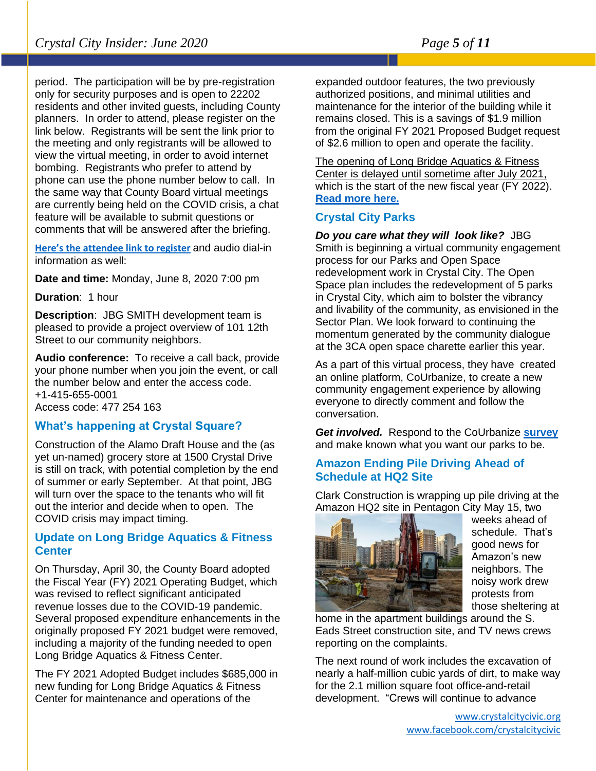period. The participation will be by pre-registration only for security purposes and is open to 22202 residents and other invited guests, including County planners. In order to attend, please register on the link below. Registrants will be sent the link prior to the meeting and only registrants will be allowed to view the virtual meeting, in order to avoid internet bombing. Registrants who prefer to attend by phone can use the phone number below to call. In the same way that County Board virtual meetings are currently being held on the COVID crisis, a chat feature will be available to submit questions or comments that will be answered after the briefing.

**Here's the attendee link to register** and audio dial-in information as well:

**Date and time:** Monday, June 8, 2020 7:00 pm

**Duration**: 1 hour

**Description**: JBG SMITH development team is pleased to provide a project overview of 101 12th Street to our community neighbors.

**Audio conference:** To receive a call back, provide your phone number when you join the event, or call the number below and enter the access code.
+1-415-655-0001
Access code: 477 254 163

## What's happening at Crystal Square?

Construction of the Alamo Draft House and the (as yet un-named) grocery store at 1500 Crystal Drive is still on track, with potential completion by the end of summer or early September. At that point, JBG will turn over the space to the tenants who will fit out the interior and decide when to open. The COVID crisis may impact timing.

## Update on Long Bridge Aquatics & Fitness Center

On Thursday, April 30, the County Board adopted the Fiscal Year (FY) 2021 Operating Budget, which was revised to reflect significant anticipated revenue losses due to the COVID-19 pandemic. Several proposed expenditure enhancements in the originally proposed FY 2021 budget were removed, including a majority of the funding needed to open Long Bridge Aquatics & Fitness Center.

The FY 2021 Adopted Budget includes $685,000 in new funding for Long Bridge Aquatics & Fitness Center for maintenance and operations of the expanded outdoor features, the two previously authorized positions, and minimal utilities and maintenance for the interior of the building while it remains closed. This is a savings of $1.9 million from the original FY 2021 Proposed Budget request of $2.6 million to open and operate the facility.

The opening of Long Bridge Aquatics & Fitness Center is delayed until sometime after July 2021, which is the start of the new fiscal year (FY 2022). **Read more here.**

## Crystal City Parks

***Do you care what they will look like?*** JBG Smith is beginning a virtual community engagement process for our Parks and Open Space redevelopment work in Crystal City. The Open Space plan includes the redevelopment of 5 parks in Crystal City, which aim to bolster the vibrancy and livability of the community, as envisioned in the Sector Plan. We look forward to continuing the momentum generated by the community dialogue at the 3CA open space charette earlier this year.

As a part of this virtual process, they have created an online platform, CoUrbanize, to create a new community engagement experience by allowing everyone to directly comment and follow the conversation.

***Get involved.*** Respond to the CoUrbanize **survey** and make known what you want our parks to be.

## Amazon Ending Pile Driving Ahead of Schedule at HQ2 Site

Clark Construction is wrapping up pile driving at the Amazon HQ2 site in Pentagon City May 15, two weeks ahead of schedule. That's good news for Amazon's new neighbors. The noisy work drew protests from those sheltering at home in the apartment buildings around the S. Eads Street construction site, and TV news crews reporting on the complaints.

The next round of work includes the excavation of nearly a half-million cubic yards of dirt, to make way for the 2.1 million square foot office-and-retail development. "Crews will continue to advance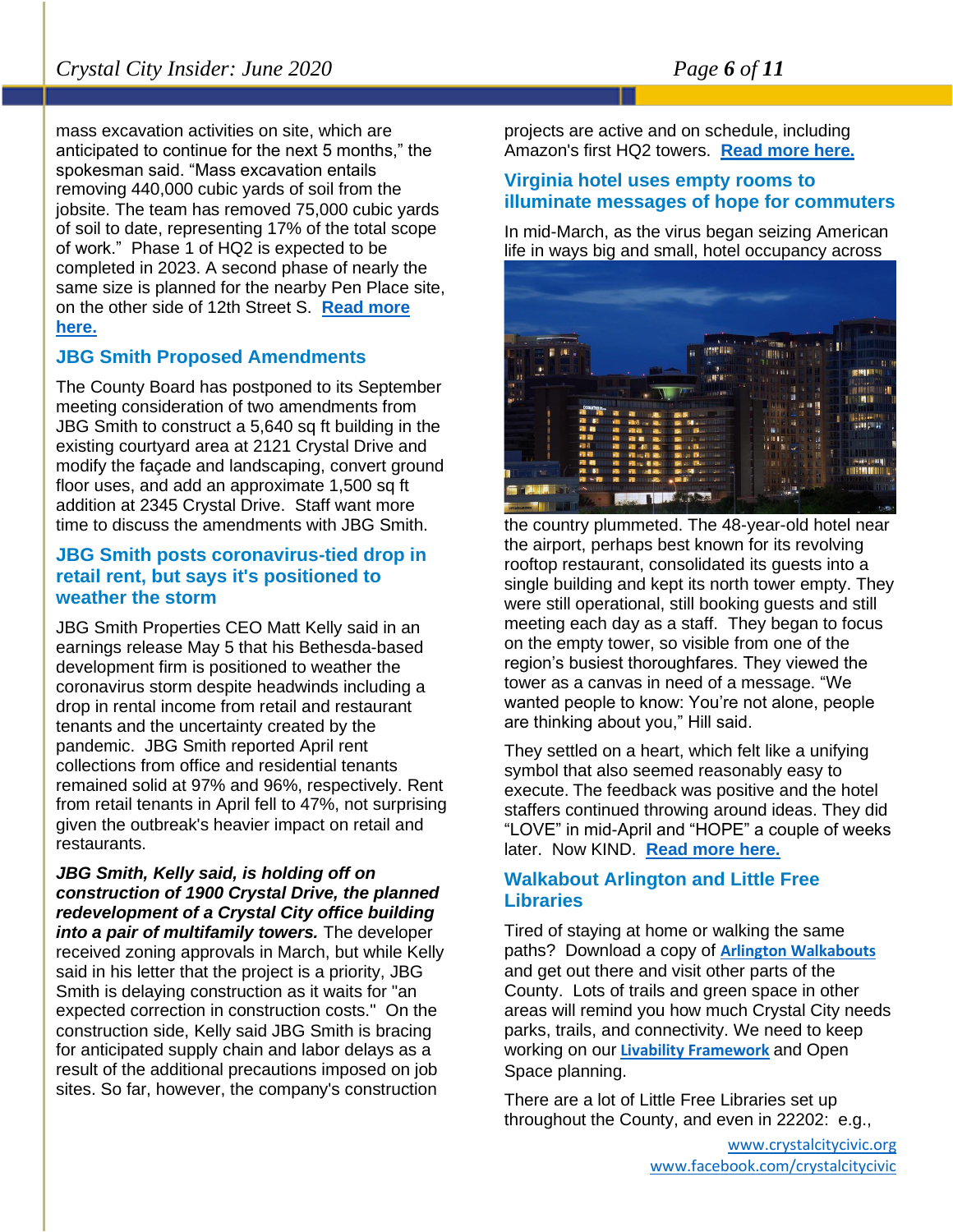mass excavation activities on site, which are anticipated to continue for the next 5 months," the spokesman said. "Mass excavation entails removing 440,000 cubic yards of soil from the jobsite. The team has removed 75,000 cubic yards of soil to date, representing 17% of the total scope of work." Phase 1 of HQ2 is expected to be completed in 2023. A second phase of nearly the same size is planned for the nearby Pen Place site, on the other side of 12th Street S. **Read more here.**

### JBG Smith Proposed Amendments

The County Board has postponed to its September meeting consideration of two amendments from JBG Smith to construct a 5,640 sq ft building in the existing courtyard area at 2121 Crystal Drive and modify the façade and landscaping, convert ground floor uses, and add an approximate 1,500 sq ft addition at 2345 Crystal Drive. Staff want more time to discuss the amendments with JBG Smith.

### JBG Smith posts coronavirus-tied drop in retail rent, but says it's positioned to weather the storm

JBG Smith Properties CEO Matt Kelly said in an earnings release May 5 that his Bethesda-based development firm is positioned to weather the coronavirus storm despite headwinds including a drop in rental income from retail and restaurant tenants and the uncertainty created by the pandemic. JBG Smith reported April rent collections from office and residential tenants remained solid at 97% and 96%, respectively. Rent from retail tenants in April fell to 47%, not surprising given the outbreak's heavier impact on retail and restaurants.

***JBG Smith, Kelly said, is holding off on construction of 1900 Crystal Drive, the planned redevelopment of a Crystal City office building into a pair of multifamily towers.*** The developer received zoning approvals in March, but while Kelly said in his letter that the project is a priority, JBG Smith is delaying construction as it waits for "an expected correction in construction costs." On the construction side, Kelly said JBG Smith is bracing for anticipated supply chain and labor delays as a result of the additional precautions imposed on job sites. So far, however, the company's construction projects are active and on schedule, including Amazon's first HQ2 towers. **Read more here.**

### Virginia hotel uses empty rooms to illuminate messages of hope for commuters

In mid-March, as the virus began seizing American life in ways big and small, hotel occupancy across the country plummeted. The 48-year-old hotel near the airport, perhaps best known for its revolving rooftop restaurant, consolidated its guests into a single building and kept its north tower empty. They were still operational, still booking guests and still meeting each day as a staff. They began to focus on the empty tower, so visible from one of the region's busiest thoroughfares. They viewed the tower as a canvas in need of a message. "We wanted people to know: You're not alone, people are thinking about you," Hill said.

They settled on a heart, which felt like a unifying symbol that also seemed reasonably easy to execute. The feedback was positive and the hotel staffers continued throwing around ideas. They did "LOVE" in mid-April and "HOPE" a couple of weeks later. Now KIND. **Read more here.**

### Walkabout Arlington and Little Free Libraries

Tired of staying at home or walking the same paths? Download a copy of **Arlington Walkabouts** and get out there and visit other parts of the County. Lots of trails and green space in other areas will remind you how much Crystal City needs parks, trails, and connectivity. We need to keep working on our **Livability Framework** and Open Space planning.

There are a lot of Little Free Libraries set up throughout the County, and even in 22202: e.g.,

www.crystalcitycivic.org
www.facebook.com/crystalcitycivic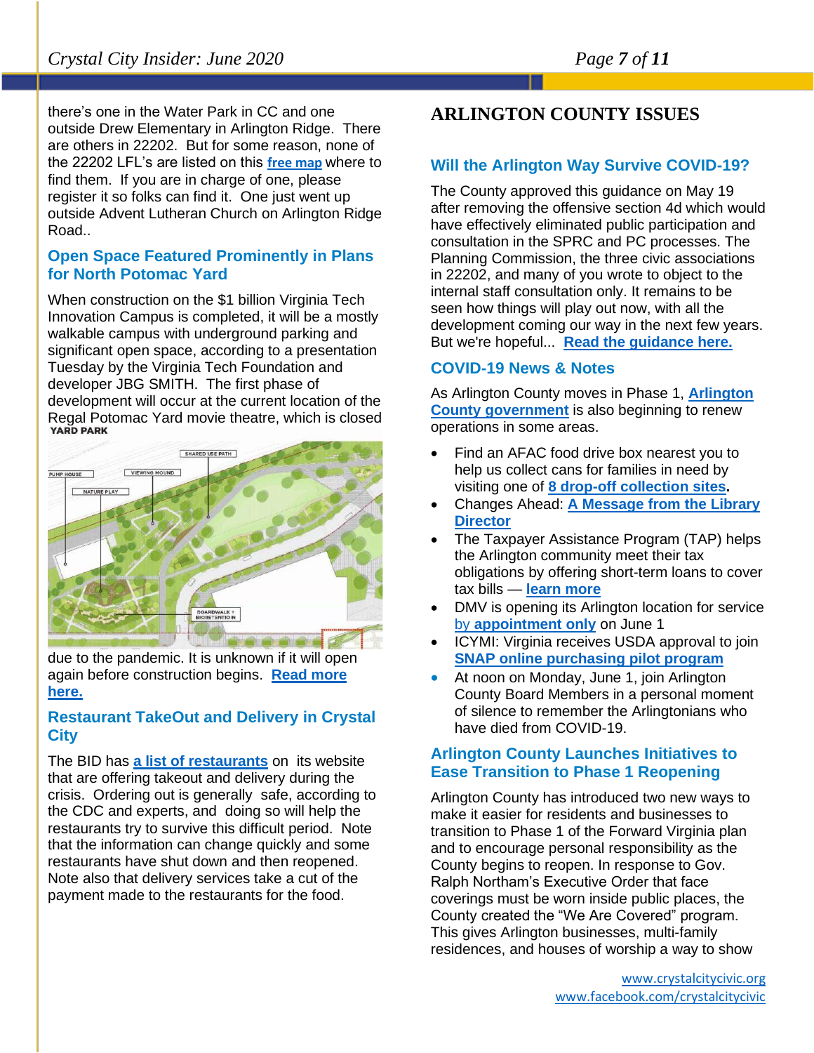there's one in the Water Park in CC and one outside Drew Elementary in Arlington Ridge. There are others in 22202. But for some reason, none of the 22202 LFL's are listed on this **free map** where to find them. If you are in charge of one, please register it so folks can find it. One just went up outside Advent Lutheran Church on Arlington Ridge Road..

### Open Space Featured Prominently in Plans for North Potomac Yard

When construction on the $1 billion Virginia Tech Innovation Campus is completed, it will be a mostly walkable campus with underground parking and significant open space, according to a presentation Tuesday by the Virginia Tech Foundation and developer JBG SMITH. The first phase of development will occur at the current location of the Regal Potomac Yard movie theatre, which is closed due to the pandemic. It is unknown if it will open again before construction begins. **Read more here.**

### Restaurant TakeOut and Delivery in Crystal City

The BID has **a list of restaurants** on its website that are offering takeout and delivery during the crisis. Ordering out is generally safe, according to the CDC and experts, and doing so will help the restaurants try to survive this difficult period. Note that the information can change quickly and some restaurants have shut down and then reopened. Note also that delivery services take a cut of the payment made to the restaurants for the food.

## ARLINGTON COUNTY ISSUES

### Will the Arlington Way Survive COVID-19?

The County approved this guidance on May 19 after removing the offensive section 4d which would have effectively eliminated public participation and consultation in the SPRC and PC processes. The Planning Commission, the three civic associations in 22202, and many of you wrote to object to the internal staff consultation only. It remains to be seen how things will play out now, with all the development coming our way in the next few years. But we're hopeful... **Read the guidance here.**

### COVID-19 News & Notes

As Arlington County moves in Phase 1, **Arlington County government** is also beginning to renew operations in some areas.

- Find an AFAC food drive box nearest you to help us collect cans for families in need by visiting one of **8 drop-off collection sites.**
- Changes Ahead: **A Message from the Library Director**
- The Taxpayer Assistance Program (TAP) helps the Arlington community meet their tax obligations by offering short-term loans to cover tax bills — **learn more**
- DMV is opening its Arlington location for service by **appointment only** on June 1
- ICYMI: Virginia receives USDA approval to join **SNAP online purchasing pilot program**
- At noon on Monday, June 1, join Arlington County Board Members in a personal moment of silence to remember the Arlingtonians who have died from COVID-19.

### Arlington County Launches Initiatives to Ease Transition to Phase 1 Reopening

Arlington County has introduced two new ways to make it easier for residents and businesses to transition to Phase 1 of the Forward Virginia plan and to encourage personal responsibility as the County begins to reopen. In response to Gov. Ralph Northam's Executive Order that face coverings must be worn inside public places, the County created the "We Are Covered" program. This gives Arlington businesses, multi-family residences, and houses of worship a way to show

www.crystalcitycivic.org
www.facebook.com/crystalcitycivic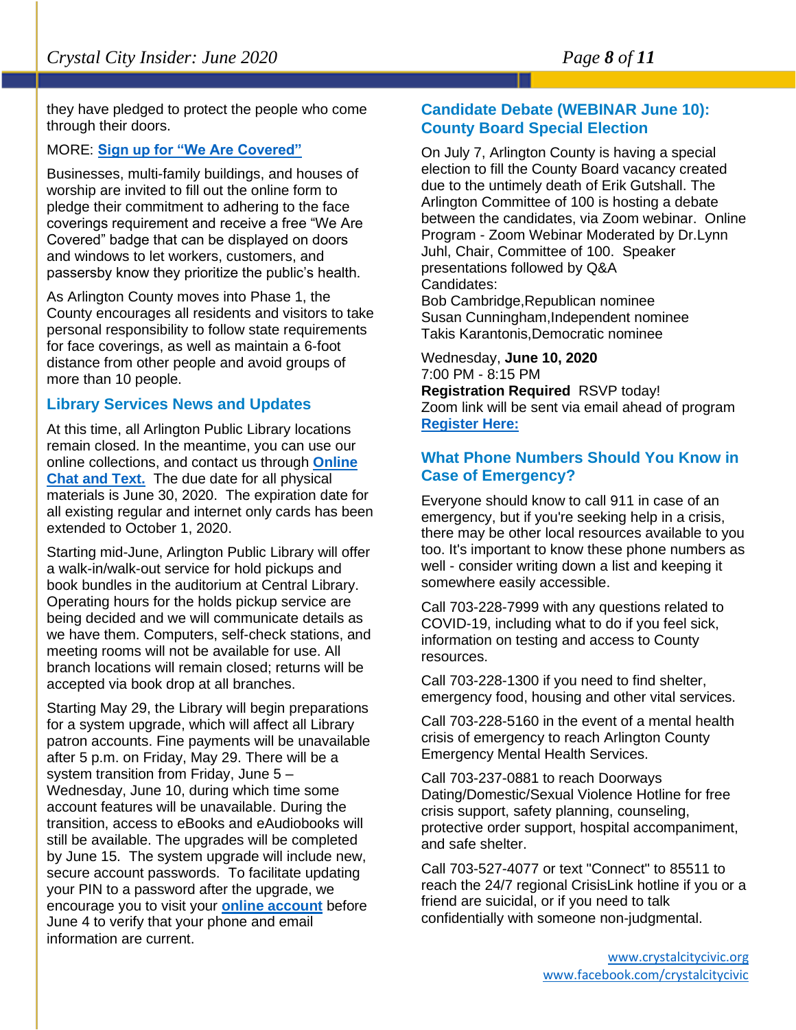they have pledged to protect the people who come through their doors.

MORE: **Sign up for "We Are Covered"**

Businesses, multi-family buildings, and houses of worship are invited to fill out the online form to pledge their commitment to adhering to the face coverings requirement and receive a free "We Are Covered" badge that can be displayed on doors and windows to let workers, customers, and passersby know they prioritize the public's health.

As Arlington County moves into Phase 1, the County encourages all residents and visitors to take personal responsibility to follow state requirements for face coverings, as well as maintain a 6-foot distance from other people and avoid groups of more than 10 people.

## Library Services News and Updates

At this time, all Arlington Public Library locations remain closed. In the meantime, you can use our online collections, and contact us through **Online Chat and Text.** The due date for all physical materials is June 30, 2020. The expiration date for all existing regular and internet only cards has been extended to October 1, 2020.

Starting mid-June, Arlington Public Library will offer a walk-in/walk-out service for hold pickups and book bundles in the auditorium at Central Library. Operating hours for the holds pickup service are being decided and we will communicate details as we have them. Computers, self-check stations, and meeting rooms will not be available for use. All branch locations will remain closed; returns will be accepted via book drop at all branches.

Starting May 29, the Library will begin preparations for a system upgrade, which will affect all Library patron accounts. Fine payments will be unavailable after 5 p.m. on Friday, May 29. There will be a system transition from Friday, June 5 – Wednesday, June 10, during which time some account features will be unavailable. During the transition, access to eBooks and eAudiobooks will still be available. The upgrades will be completed by June 15. The system upgrade will include new, secure account passwords. To facilitate updating your PIN to a password after the upgrade, we encourage you to visit your **online account** before June 4 to verify that your phone and email information are current.

## Candidate Debate (WEBINAR June 10): County Board Special Election

On July 7, Arlington County is having a special election to fill the County Board vacancy created due to the untimely death of Erik Gutshall. The Arlington Committee of 100 is hosting a debate between the candidates, via Zoom webinar. Online Program - Zoom Webinar Moderated by Dr.Lynn Juhl, Chair, Committee of 100. Speaker presentations followed by Q&A
Candidates:
Bob Cambridge,Republican nominee
Susan Cunningham,Independent nominee
Takis Karantonis,Democratic nominee

Wednesday, **June 10, 2020**
7:00 PM - 8:15 PM
**Registration Required** RSVP today!
Zoom link will be sent via email ahead of program
**Register Here:**

## What Phone Numbers Should You Know in Case of Emergency?

Everyone should know to call 911 in case of an emergency, but if you're seeking help in a crisis, there may be other local resources available to you too. It's important to know these phone numbers as well - consider writing down a list and keeping it somewhere easily accessible.

Call 703-228-7999 with any questions related to COVID-19, including what to do if you feel sick, information on testing and access to County resources.

Call 703-228-1300 if you need to find shelter, emergency food, housing and other vital services.

Call 703-228-5160 in the event of a mental health crisis of emergency to reach Arlington County Emergency Mental Health Services.

Call 703-237-0881 to reach Doorways Dating/Domestic/Sexual Violence Hotline for free crisis support, safety planning, counseling, protective order support, hospital accompaniment, and safe shelter.

Call 703-527-4077 or text "Connect" to 85511 to reach the 24/7 regional CrisisLink hotline if you or a friend are suicidal, or if you need to talk confidentially with someone non-judgmental.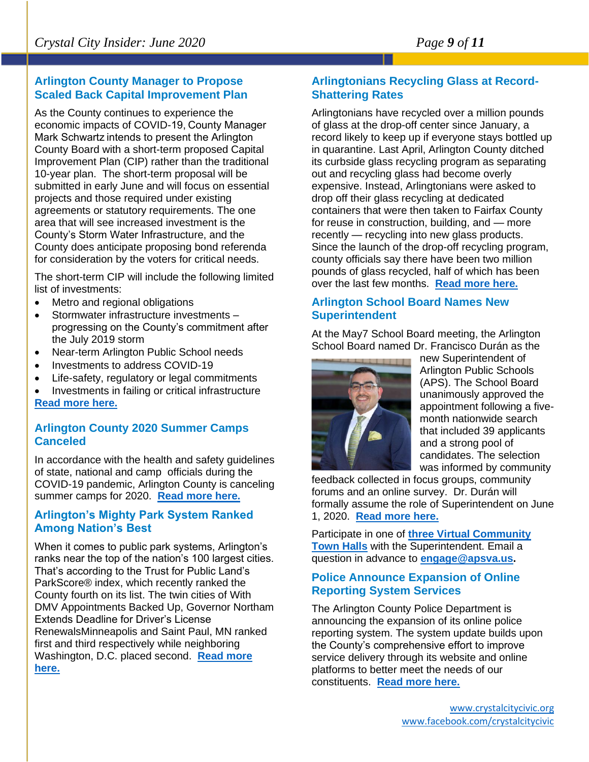## Arlington County Manager to Propose Scaled Back Capital Improvement Plan

As the County continues to experience the economic impacts of COVID-19, County Manager Mark Schwartz intends to present the Arlington County Board with a short-term proposed Capital Improvement Plan (CIP) rather than the traditional 10-year plan. The short-term proposal will be submitted in early June and will focus on essential projects and those required under existing agreements or statutory requirements. The one area that will see increased investment is the County's Storm Water Infrastructure, and the County does anticipate proposing bond referenda for consideration by the voters for critical needs.

The short-term CIP will include the following limited list of investments:

- Metro and regional obligations
- Stormwater infrastructure investments – progressing on the County's commitment after the July 2019 storm
- Near-term Arlington Public School needs
- Investments to address COVID-19
- Life-safety, regulatory or legal commitments
- Investments in failing or critical infrastructure

**Read more here.**

## Arlington County 2020 Summer Camps Canceled

In accordance with the health and safety guidelines of state, national and camp officials during the COVID-19 pandemic, Arlington County is canceling summer camps for 2020. **Read more here.**

## Arlington's Mighty Park System Ranked Among Nation's Best

When it comes to public park systems, Arlington's ranks near the top of the nation's 100 largest cities. That's according to the Trust for Public Land's ParkScore® index, which recently ranked the County fourth on its list. The twin cities of With DMV Appointments Backed Up, Governor Northam Extends Deadline for Driver's License RenewalsMinneapolis and Saint Paul, MN ranked first and third respectively while neighboring Washington, D.C. placed second. **Read more here.**

## Arlingtonians Recycling Glass at Record-Shattering Rates

Arlingtonians have recycled over a million pounds of glass at the drop-off center since January, a record likely to keep up if everyone stays bottled up in quarantine. Last April, Arlington County ditched its curbside glass recycling program as separating out and recycling glass had become overly expensive. Instead, Arlingtonians were asked to drop off their glass recycling at dedicated containers that were then taken to Fairfax County for reuse in construction, building, and — more recently — recycling into new glass products. Since the launch of the drop-off recycling program, county officials say there have been two million pounds of glass recycled, half of which has been over the last few months. **Read more here.**

## Arlington School Board Names New Superintendent

At the May7 School Board meeting, the Arlington School Board named Dr. Francisco Durán as the new Superintendent of Arlington Public Schools (APS). The School Board unanimously approved the appointment following a five-month nationwide search that included 39 applicants and a strong pool of candidates. The selection was informed by community feedback collected in focus groups, community forums and an online survey. Dr. Durán will formally assume the role of Superintendent on June 1, 2020. **Read more here.**

Participate in one of **three Virtual Community Town Halls** with the Superintendent. Email a question in advance to **engage@apsva.us**.

## Police Announce Expansion of Online Reporting System Services

The Arlington County Police Department is announcing the expansion of its online police reporting system. The system update builds upon the County's comprehensive effort to improve service delivery through its website and online platforms to better meet the needs of our constituents. **Read more here.**

www.crystalcitycivic.org
www.facebook.com/crystalcitycivic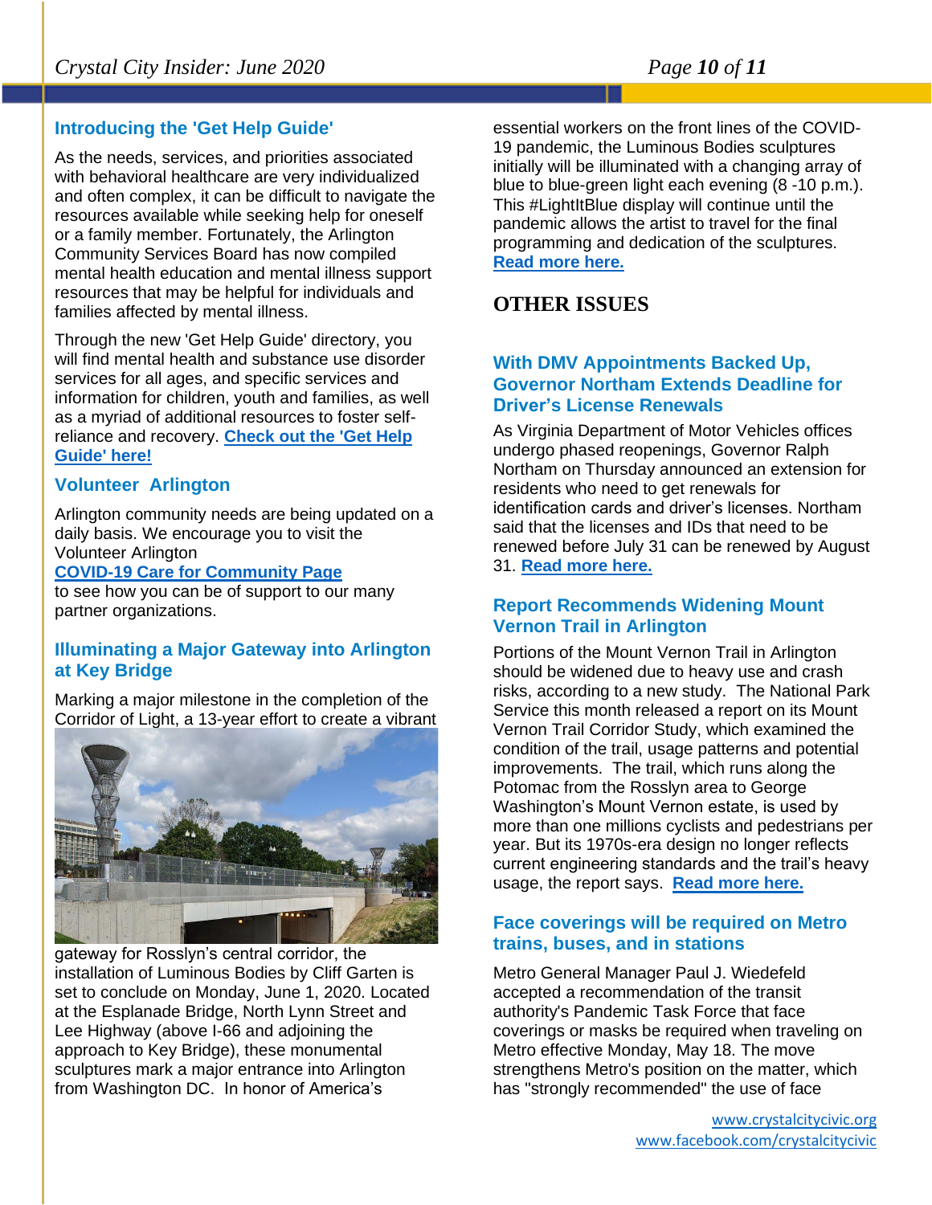## Introducing the 'Get Help Guide'

As the needs, services, and priorities associated with behavioral healthcare are very individualized and often complex, it can be difficult to navigate the resources available while seeking help for oneself or a family member. Fortunately, the Arlington Community Services Board has now compiled mental health education and mental illness support resources that may be helpful for individuals and families affected by mental illness.

Through the new 'Get Help Guide' directory, you will find mental health and substance use disorder services for all ages, and specific services and information for children, youth and families, as well as a myriad of additional resources to foster self-reliance and recovery. **Check out the 'Get Help Guide' here!**

## Volunteer Arlington

Arlington community needs are being updated on a daily basis. We encourage you to visit the Volunteer Arlington
**COVID-19 Care for Community Page**
to see how you can be of support to our many partner organizations.

## Illuminating a Major Gateway into Arlington at Key Bridge

Marking a major milestone in the completion of the Corridor of Light, a 13-year effort to create a vibrant gateway for Rosslyn's central corridor, the installation of Luminous Bodies by Cliff Garten is set to conclude on Monday, June 1, 2020. Located at the Esplanade Bridge, North Lynn Street and Lee Highway (above I-66 and adjoining the approach to Key Bridge), these monumental sculptures mark a major entrance into Arlington from Washington DC. In honor of America's essential workers on the front lines of the COVID-19 pandemic, the Luminous Bodies sculptures initially will be illuminated with a changing array of blue to blue-green light each evening (8 -10 p.m.). This #LightItBlue display will continue until the pandemic allows the artist to travel for the final programming and dedication of the sculptures. **Read more here.**

# OTHER ISSUES

## With DMV Appointments Backed Up, Governor Northam Extends Deadline for Driver's License Renewals

As Virginia Department of Motor Vehicles offices undergo phased reopenings, Governor Ralph Northam on Thursday announced an extension for residents who need to get renewals for identification cards and driver's licenses. Northam said that the licenses and IDs that need to be renewed before July 31 can be renewed by August 31. **Read more here.**

## Report Recommends Widening Mount Vernon Trail in Arlington

Portions of the Mount Vernon Trail in Arlington should be widened due to heavy use and crash risks, according to a new study. The National Park Service this month released a report on its Mount Vernon Trail Corridor Study, which examined the condition of the trail, usage patterns and potential improvements. The trail, which runs along the Potomac from the Rosslyn area to George Washington's Mount Vernon estate, is used by more than one millions cyclists and pedestrians per year. But its 1970s-era design no longer reflects current engineering standards and the trail's heavy usage, the report says. **Read more here.**

## Face coverings will be required on Metro trains, buses, and in stations

Metro General Manager Paul J. Wiedefeld accepted a recommendation of the transit authority's Pandemic Task Force that face coverings or masks be required when traveling on Metro effective Monday, May 18. The move strengthens Metro's position on the matter, which has "strongly recommended" the use of face

www.crystalcitycivic.org
www.facebook.com/crystalcitycivic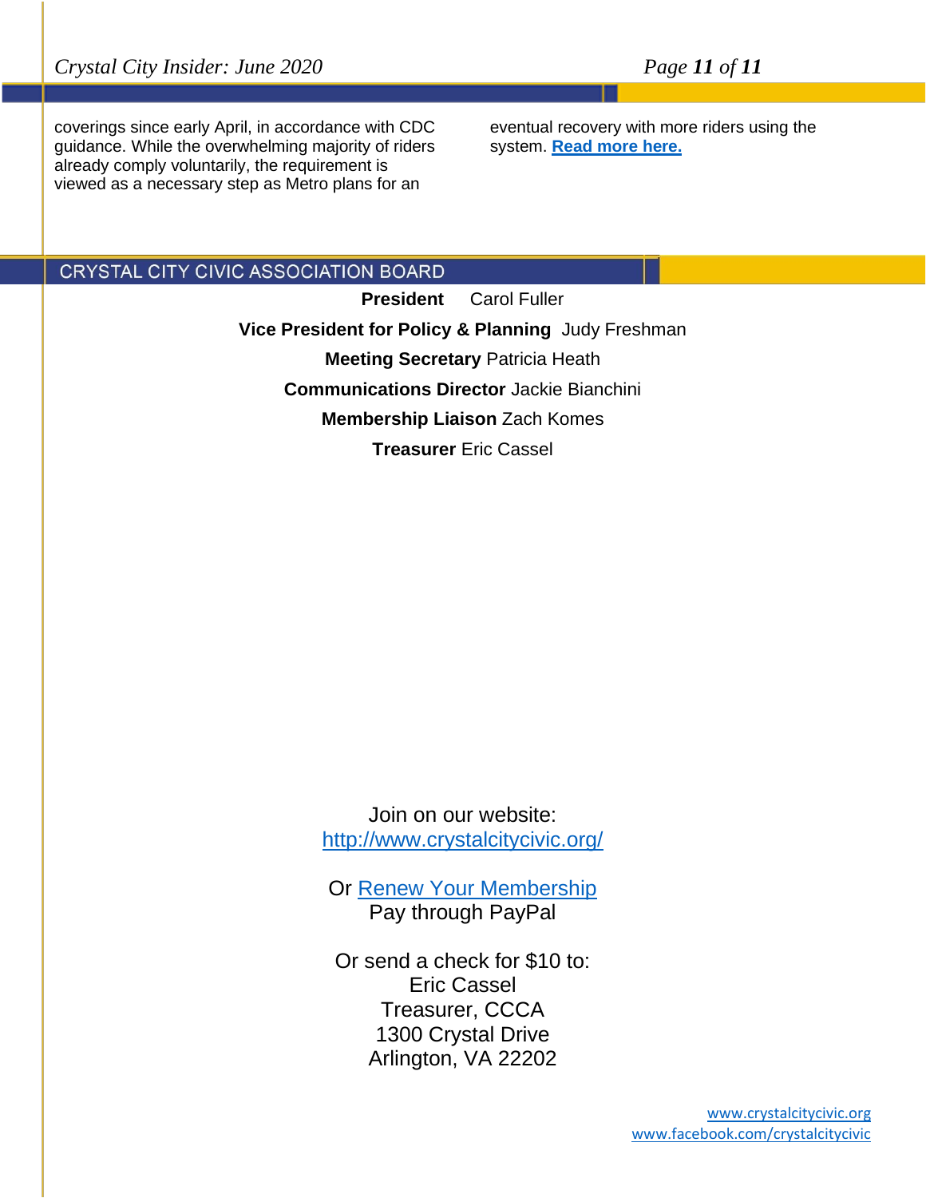coverings since early April, in accordance with CDC guidance. While the overwhelming majority of riders already comply voluntarily, the requirement is viewed as a necessary step as Metro plans for an eventual recovery with more riders using the system. **Read more here.**

## CRYSTAL CITY CIVIC ASSOCIATION BOARD

**President** Carol Fuller

**Vice President for Policy & Planning** Judy Freshman

**Meeting Secretary** Patricia Heath

**Communications Director** Jackie Bianchini

**Membership Liaison** Zach Komes

**Treasurer** Eric Cassel

Join on our website:
http://www.crystalcitycivic.org/

Or Renew Your Membership
Pay through PayPal

Or send a check for $10 to:
Eric Cassel
Treasurer, CCCA
1300 Crystal Drive
Arlington, VA 22202

www.crystalcitycivic.org
www.facebook.com/crystalcitycivic